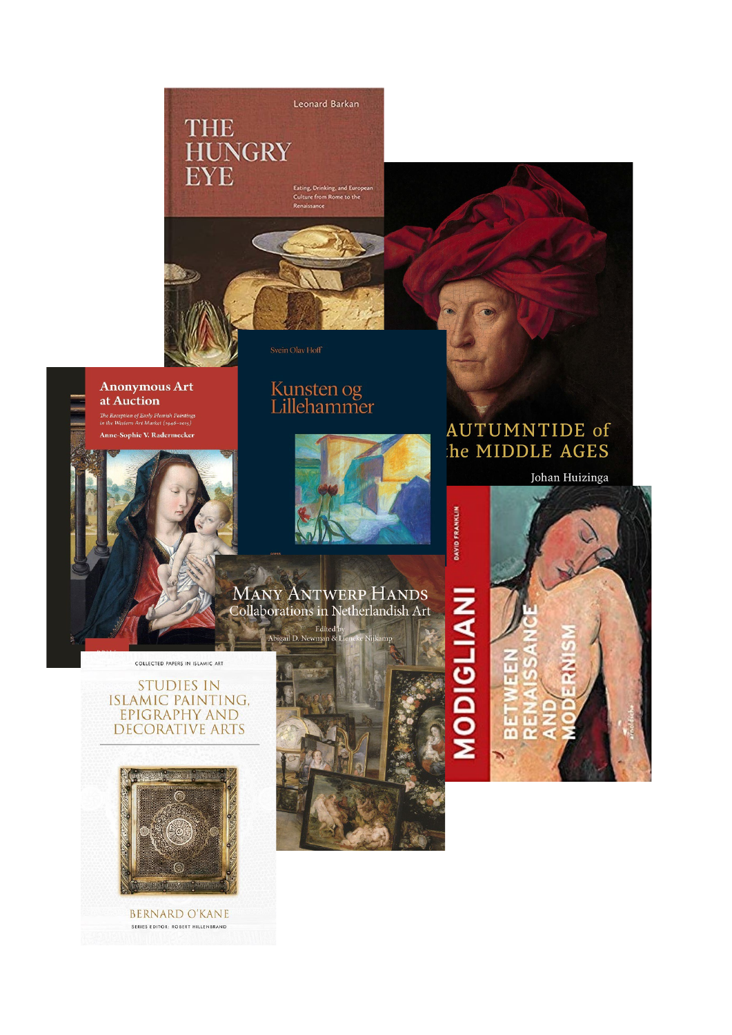Leonard Barkan

**THE HUNGRY EYE**

Eating, Drinking, and European Culture from Rome to the Renaissance

**AUTUMNTIDE of the MIDDLE AGES**

Johan Huizinga

**Anonymous Art at Auction**

*The Reception of Early Flemish Paintings in the Western Art Market (1946–2015)*

Anne-Sophie V. Radermecker

Svein Olav Hoff

**Kunsten og Lillehammer**

**MANY ANTWERP HANDS**

Collaborations in Netherlandish Art

Edited by Abigail D. Newman & Lieneke Nijkamp

DAVID FRANKLIN

**MODIGLIANI**

BETWEEN RENAISSANCE AND MODERNISM

arnoldsche

COLLECTED PAPERS IN ISLAMIC ART

**STUDIES IN ISLAMIC PAINTING, EPIGRAPHY AND DECORATIVE ARTS**

BERNARD O'KANE

SERIES EDITOR: ROBERT HILLENBRAND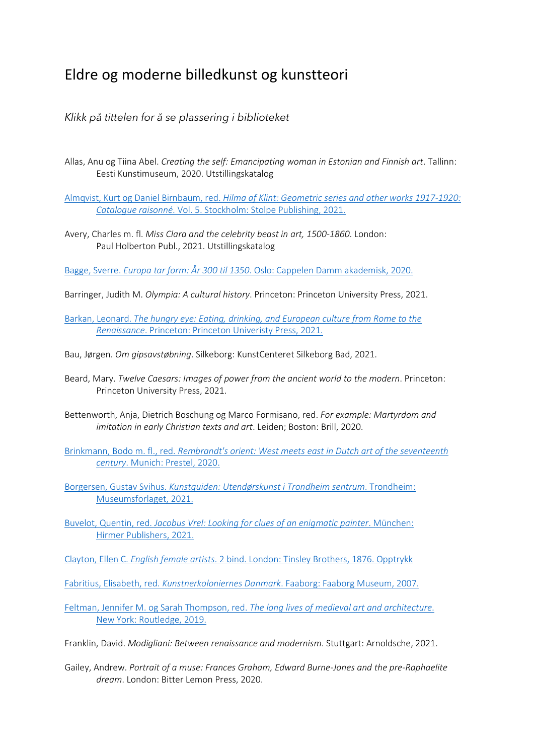# Eldre og moderne billedkunst og kunstteori

*Klikk på tittelen for å se plassering i biblioteket*

Allas, Anu og Tiina Abel. *Creating the self: Emancipating woman in Estonian and Finnish art*. Tallinn: Eesti Kunstimuuseum, 2020. Utstillingskatalog

Almqvist, Kurt og Daniel Birnbaum, red. *Hilma af Klint: Geometric series and other works 1917-1920: Catalogue raisonné*. Vol. 5. Stockholm: Stolpe Publishing, 2021.

Avery, Charles m. fl. *Miss Clara and the celebrity beast in art, 1500-1860*. London: Paul Holberton Publ., 2021. Utstillingskatalog

Bagge, Sverre. *Europa tar form: År 300 til 1350*. Oslo: Cappelen Damm akademisk, 2020.

Barringer, Judith M. *Olympia: A cultural history*. Princeton: Princeton University Press, 2021.

Barkan, Leonard. *The hungry eye: Eating, drinking, and European culture from Rome to the Renaissance*. Princeton: Princeton Univeristy Press, 2021.

Bau, Jørgen. *Om gipsavstøbning*. Silkeborg: KunstCenteret Silkeborg Bad, 2021.

Beard, Mary. *Twelve Caesars: Images of power from the ancient world to the modern*. Princeton: Princeton University Press, 2021.

Bettenworth, Anja, Dietrich Boschung og Marco Formisano, red. *For example: Martyrdom and imitation in early Christian texts and art*. Leiden; Boston: Brill, 2020.

Brinkmann, Bodo m. fl., red. *Rembrandt's orient: West meets east in Dutch art of the seventeenth century*. Munich: Prestel, 2020.

Borgersen, Gustav Svihus. *Kunstguiden: Utendørskunst i Trondheim sentrum*. Trondheim: Museumsforlaget, 2021.

Buvelot, Quentin, red. *Jacobus Vrel: Looking for clues of an enigmatic painter*. München: Hirmer Publishers, 2021.

Clayton, Ellen C. *English female artists*. 2 bind. London: Tinsley Brothers, 1876. Opptrykk

Fabritius, Elisabeth, red. *Kunstnerkoloniernes Danmark*. Faaborg: Faaborg Museum, 2007.

Feltman, Jennifer M. og Sarah Thompson, red. *The long lives of medieval art and architecture*. New York: Routledge, 2019.

Franklin, David. *Modigliani: Between renaissance and modernism*. Stuttgart: Arnoldsche, 2021.

Gailey, Andrew. *Portrait of a muse: Frances Graham, Edward Burne-Jones and the pre-Raphaelite dream*. London: Bitter Lemon Press, 2020.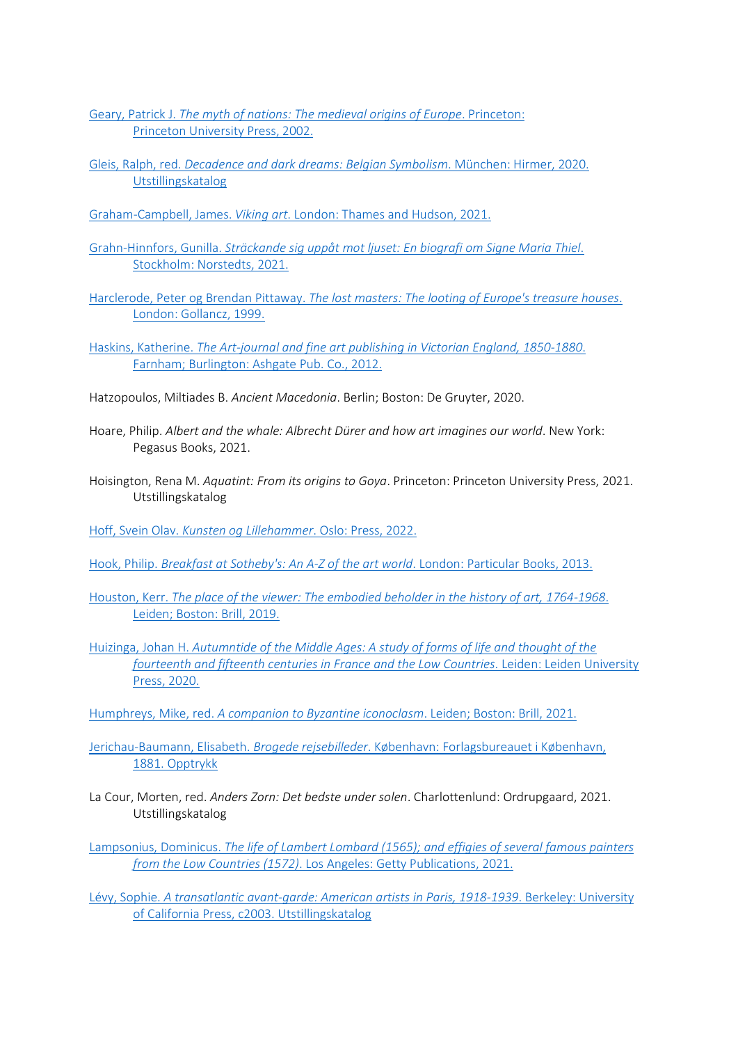Geary, Patrick J. *The myth of nations: The medieval origins of Europe*. Princeton: Princeton University Press, 2002.

Gleis, Ralph, red. *Decadence and dark dreams: Belgian Symbolism*. München: Hirmer, 2020. Utstillingskatalog

Graham-Campbell, James. *Viking art*. London: Thames and Hudson, 2021.

Grahn-Hinnfors, Gunilla. *Sträckande sig uppåt mot ljuset: En biografi om Signe Maria Thiel*. Stockholm: Norstedts, 2021.

Harclerode, Peter og Brendan Pittaway. *The lost masters: The looting of Europe's treasure houses*. London: Gollancz, 1999.

Haskins, Katherine. *The Art-journal and fine art publishing in Victorian England, 1850-1880*. Farnham; Burlington: Ashgate Pub. Co., 2012.

Hatzopoulos, Miltiades B. *Ancient Macedonia*. Berlin; Boston: De Gruyter, 2020.

Hoare, Philip. *Albert and the whale: Albrecht Dürer and how art imagines our world*. New York: Pegasus Books, 2021.

Hoisington, Rena M. *Aquatint: From its origins to Goya*. Princeton: Princeton University Press, 2021. Utstillingskatalog

Hoff, Svein Olav. *Kunsten og Lillehammer*. Oslo: Press, 2022.

Hook, Philip. *Breakfast at Sotheby's: An A-Z of the art world*. London: Particular Books, 2013.

Houston, Kerr. *The place of the viewer: The embodied beholder in the history of art, 1764-1968*. Leiden; Boston: Brill, 2019.

Huizinga, Johan H. *Autumntide of the Middle Ages: A study of forms of life and thought of the fourteenth and fifteenth centuries in France and the Low Countries*. Leiden: Leiden University Press, 2020.

Humphreys, Mike, red. *A companion to Byzantine iconoclasm*. Leiden; Boston: Brill, 2021.

Jerichau-Baumann, Elisabeth. *Brogede rejsebilleder*. København: Forlagsbureauet i København, 1881. Opptrykk

La Cour, Morten, red. *Anders Zorn: Det bedste under solen*. Charlottenlund: Ordrupgaard, 2021. Utstillingskatalog

Lampsonius, Dominicus. *The life of Lambert Lombard (1565); and effigies of several famous painters from the Low Countries (1572)*. Los Angeles: Getty Publications, 2021.

Lévy, Sophie. *A transatlantic avant-garde: American artists in Paris, 1918-1939*. Berkeley: University of California Press, c2003. Utstillingskatalog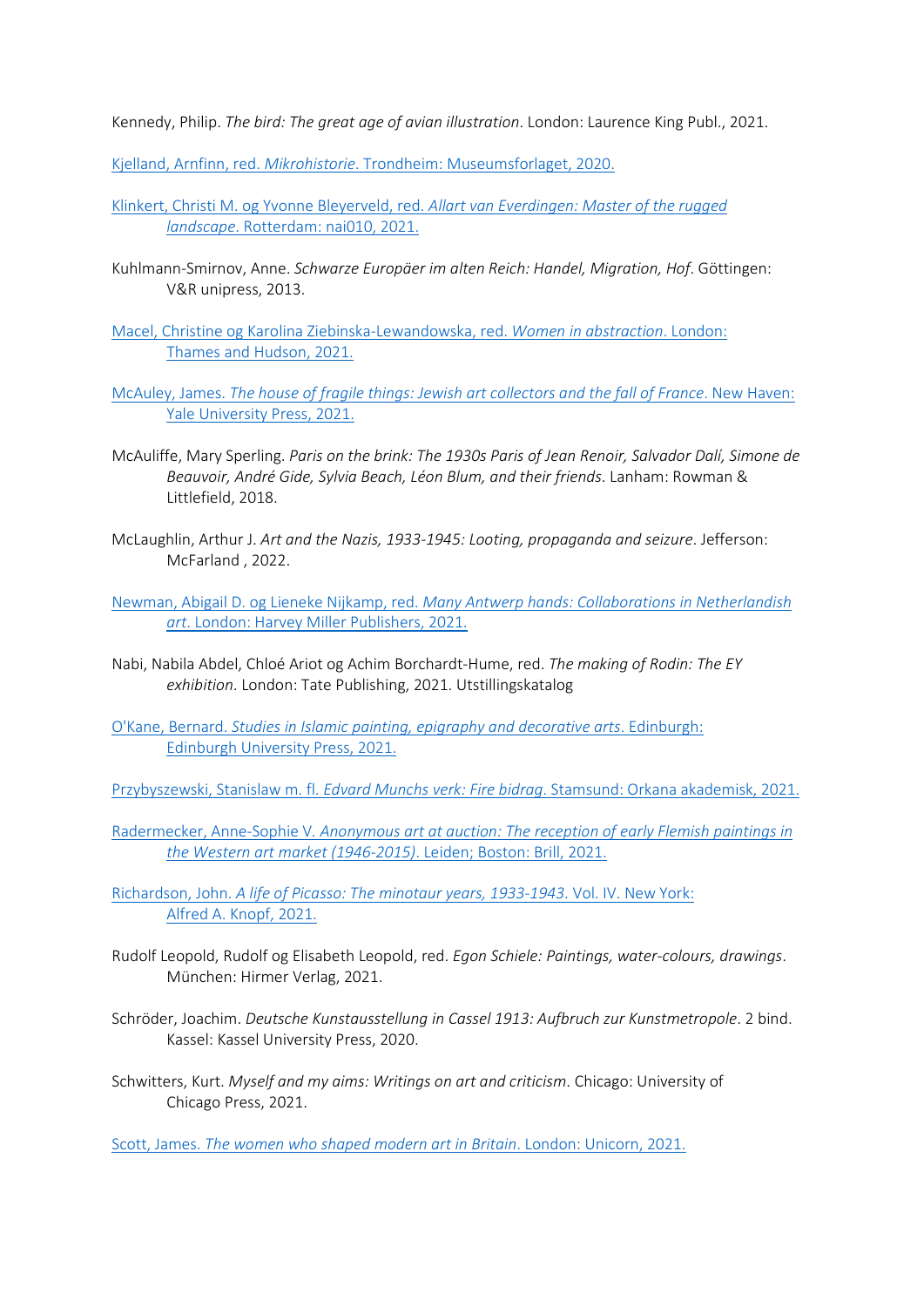Kennedy, Philip. *The bird: The great age of avian illustration*. London: Laurence King Publ., 2021.

Kjelland, Arnfinn, red. *Mikrohistorie*. Trondheim: Museumsforlaget, 2020.

Klinkert, Christi M. og Yvonne Bleyerveld, red. *Allart van Everdingen: Master of the rugged landscape*. Rotterdam: nai010, 2021.

Kuhlmann-Smirnov, Anne. *Schwarze Europäer im alten Reich: Handel, Migration, Hof*. Göttingen: V&R unipress, 2013.

Macel, Christine og Karolina Ziebinska-Lewandowska, red. *Women in abstraction*. London: Thames and Hudson, 2021.

McAuley, James. *The house of fragile things: Jewish art collectors and the fall of France*. New Haven: Yale University Press, 2021.

McAuliffe, Mary Sperling. *Paris on the brink: The 1930s Paris of Jean Renoir, Salvador Dalí, Simone de Beauvoir, André Gide, Sylvia Beach, Léon Blum, and their friends*. Lanham: Rowman & Littlefield, 2018.

McLaughlin, Arthur J. *Art and the Nazis, 1933-1945: Looting, propaganda and seizure*. Jefferson: McFarland , 2022.

Newman, Abigail D. og Lieneke Nijkamp, red. *Many Antwerp hands: Collaborations in Netherlandish art*. London: Harvey Miller Publishers, 2021.

Nabi, Nabila Abdel, Chloé Ariot og Achim Borchardt-Hume, red. *The making of Rodin: The EY exhibition*. London: Tate Publishing, 2021. Utstillingskatalog

O'Kane, Bernard. *Studies in Islamic painting, epigraphy and decorative arts*. Edinburgh: Edinburgh University Press, 2021.

Przybyszewski, Stanislaw m. fl. *Edvard Munchs verk: Fire bidrag*. Stamsund: Orkana akademisk, 2021.

Radermecker, Anne-Sophie V. *Anonymous art at auction: The reception of early Flemish paintings in the Western art market (1946-2015)*. Leiden; Boston: Brill, 2021.

Richardson, John. *A life of Picasso: The minotaur years, 1933-1943*. Vol. IV. New York: Alfred A. Knopf, 2021.

Rudolf Leopold, Rudolf og Elisabeth Leopold, red. *Egon Schiele: Paintings, water-colours, drawings*. München: Hirmer Verlag, 2021.

Schröder, Joachim. *Deutsche Kunstausstellung in Cassel 1913: Aufbruch zur Kunstmetropole*. 2 bind. Kassel: Kassel University Press, 2020.

Schwitters, Kurt. *Myself and my aims: Writings on art and criticism*. Chicago: University of Chicago Press, 2021.

Scott, James. *The women who shaped modern art in Britain*. London: Unicorn, 2021.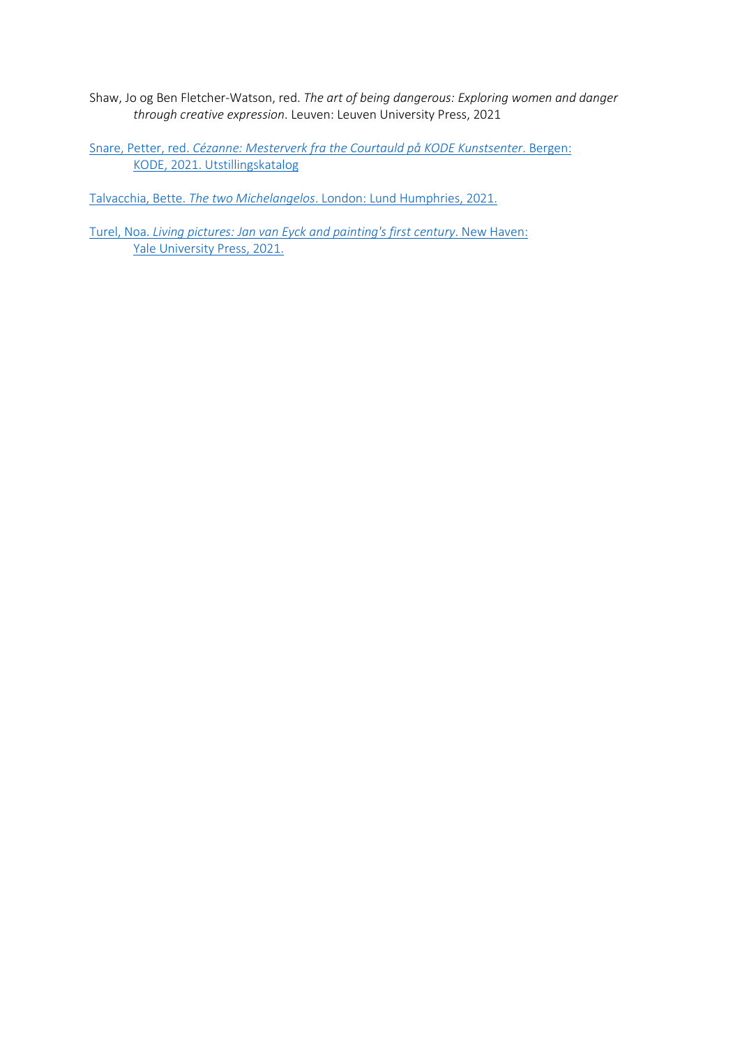Shaw, Jo og Ben Fletcher-Watson, red. *The art of being dangerous: Exploring women and danger through creative expression*. Leuven: Leuven University Press, 2021

Snare, Petter, red. *Cézanne: Mesterverk fra the Courtauld på KODE Kunstsenter*. Bergen: KODE, 2021. Utstillingskatalog

Talvacchia, Bette. *The two Michelangelos*. London: Lund Humphries, 2021.

Turel, Noa. *Living pictures: Jan van Eyck and painting's first century*. New Haven: Yale University Press, 2021.